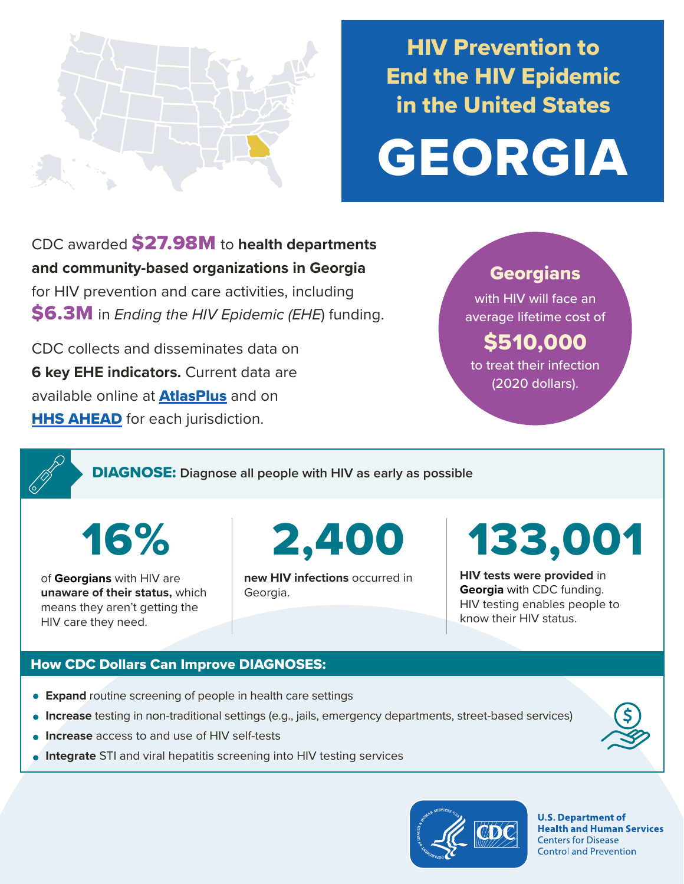# HIV Prevention to End the HIV Epidemic in the United States

# GEORGIA

CDC awarded **$27.98M** to **health departments and community-based organizations in Georgia** for HIV prevention and care activities, including **$6.3M** in *Ending the HIV Epidemic (EHE*) funding.

CDC collects and disseminates data on **6 key EHE indicators.** Current data are available online at **AtlasPlus** and on **HHS AHEAD** for each jurisdiction.

**Georgians** with HIV will face an average lifetime cost of **$510,000** to treat their infection (2020 dollars).

## DIAGNOSE: Diagnose all people with HIV as early as possible

**16%**

of **Georgians** with HIV are **unaware of their status,** which means they aren't getting the HIV care they need.

**2,400**

**new HIV infections** occurred in Georgia.

**133,001**

**HIV tests were provided** in **Georgia** with CDC funding. HIV testing enables people to know their HIV status.

### How CDC Dollars Can Improve DIAGNOSES:

- **Expand** routine screening of people in health care settings
- **Increase** testing in non-traditional settings (e.g., jails, emergency departments, street-based services)
- **Increase** access to and use of HIV self-tests
- **Integrate** STI and viral hepatitis screening into HIV testing services

U.S. Department of Health and Human Services
Centers for Disease Control and Prevention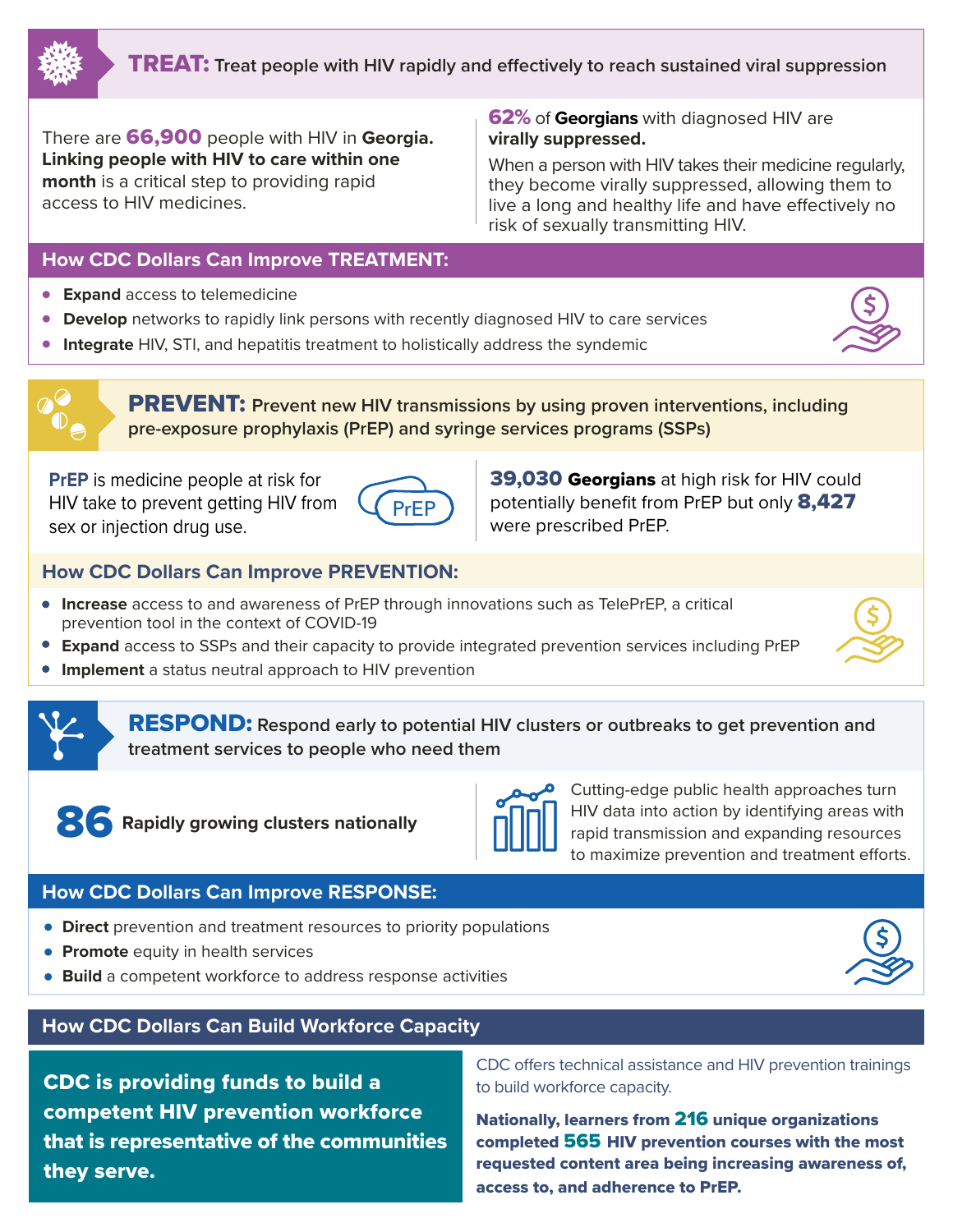## TREAT: Treat people with HIV rapidly and effectively to reach sustained viral suppression

There are **66,900** people with HIV in **Georgia. Linking people with HIV to care within one month** is a critical step to providing rapid access to HIV medicines.

**62%** of **Georgians** with diagnosed HIV are **virally suppressed.**

When a person with HIV takes their medicine regularly, they become virally suppressed, allowing them to live a long and healthy life and have effectively no risk of sexually transmitting HIV.

### How CDC Dollars Can Improve TREATMENT:

- **Expand** access to telemedicine
- **Develop** networks to rapidly link persons with recently diagnosed HIV to care services
- **Integrate** HIV, STI, and hepatitis treatment to holistically address the syndemic

## PREVENT: Prevent new HIV transmissions by using proven interventions, including pre-exposure prophylaxis (PrEP) and syringe services programs (SSPs)

**PrEP** is medicine people at risk for HIV take to prevent getting HIV from sex or injection drug use.

PrEP

**39,030 Georgians** at high risk for HIV could potentially benefit from PrEP but only **8,427** were prescribed PrEP.

### How CDC Dollars Can Improve PREVENTION:

- **Increase** access to and awareness of PrEP through innovations such as TelePrEP, a critical prevention tool in the context of COVID-19
- **Expand** access to SSPs and their capacity to provide integrated prevention services including PrEP
- **Implement** a status neutral approach to HIV prevention

## RESPOND: Respond early to potential HIV clusters or outbreaks to get prevention and treatment services to people who need them

**86** **Rapidly growing clusters nationally**

Cutting-edge public health approaches turn HIV data into action by identifying areas with rapid transmission and expanding resources to maximize prevention and treatment efforts.

### How CDC Dollars Can Improve RESPONSE:

- **Direct** prevention and treatment resources to priority populations
- **Promote** equity in health services
- **Build** a competent workforce to address response activities

### How CDC Dollars Can Build Workforce Capacity

**CDC is providing funds to build a competent HIV prevention workforce that is representative of the communities they serve.**

CDC offers technical assistance and HIV prevention trainings to build workforce capacity.

**Nationally, learners from 216 unique organizations completed 565 HIV prevention courses with the most requested content area being increasing awareness of, access to, and adherence to PrEP.**